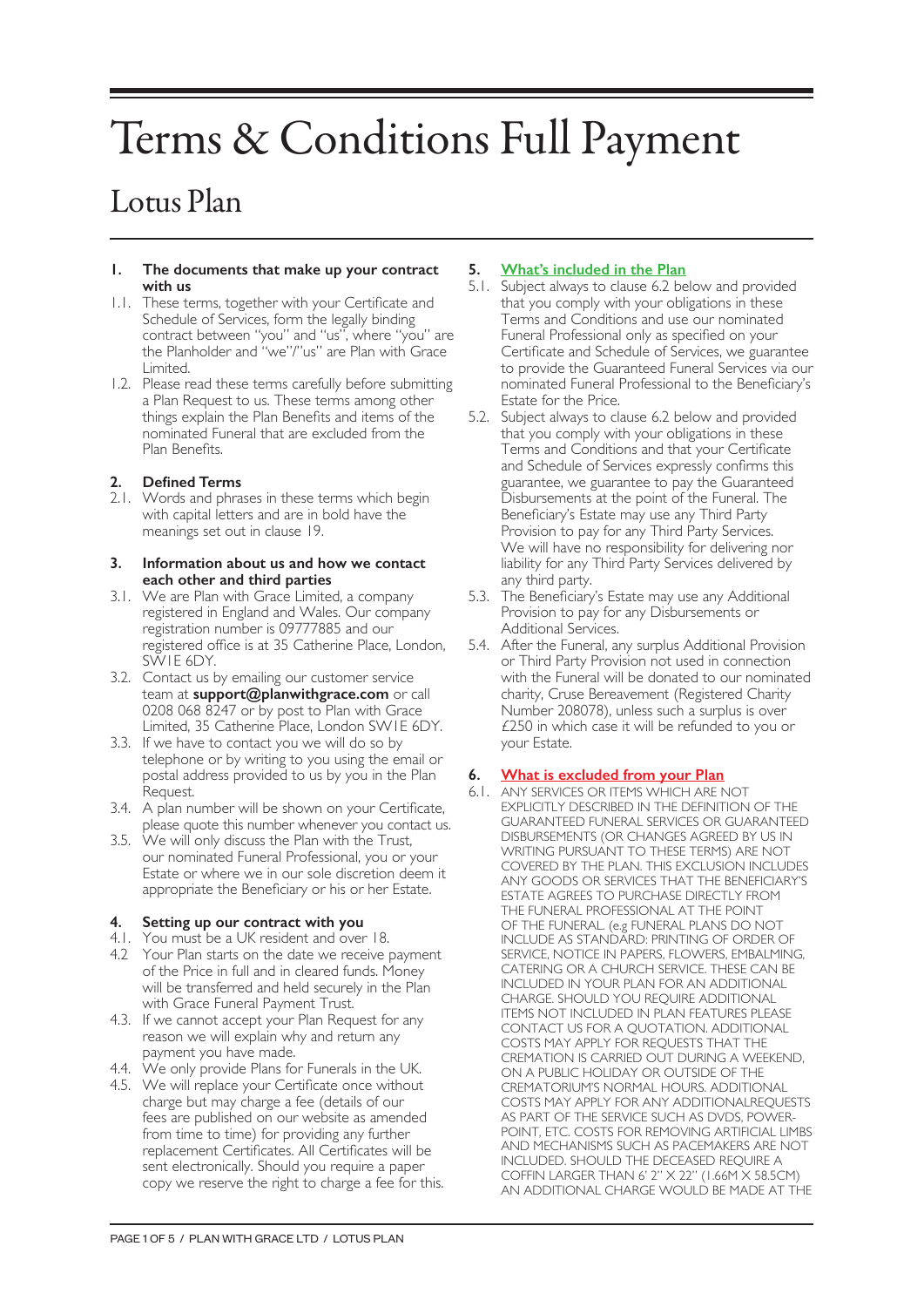# Terms & Conditions Full Payment

## Lotus Plan

### 1. The documents that make up your contract with us

1.1. These terms, together with your Certificate and Schedule of Services, form the legally binding contract between "you" and "us", where "you" are the Planholder and "we"/"us" are Plan with Grace Limited.

1.2. Please read these terms carefully before submitting a Plan Request to us. These terms among other things explain the Plan Benefits and items of the nominated Funeral that are excluded from the Plan Benefits.

### 2. Defined Terms

2.1. Words and phrases in these terms which begin with capital letters and are in bold have the meanings set out in clause 19.

### 3. Information about us and how we contact each other and third parties

3.1. We are Plan with Grace Limited, a company registered in England and Wales. Our company registration number is 09777885 and our registered office is at 35 Catherine Place, London, SW1E 6DY.

3.2. Contact us by emailing our customer service team at **support@planwithgrace.com** or call 0208 068 8247 or by post to Plan with Grace Limited, 35 Catherine Place, London SW1E 6DY.

3.3. If we have to contact you we will do so by telephone or by writing to you using the email or postal address provided to us by you in the Plan Request.

3.4. A plan number will be shown on your Certificate, please quote this number whenever you contact us.

3.5. We will only discuss the Plan with the Trust, our nominated Funeral Professional, you or your Estate or where we in our sole discretion deem it appropriate the Beneficiary or his or her Estate.

### 4. Setting up our contract with you

4.1. You must be a UK resident and over 18.

4.2 Your Plan starts on the date we receive payment of the Price in full and in cleared funds. Money will be transferred and held securely in the Plan with Grace Funeral Payment Trust.

4.3. If we cannot accept your Plan Request for any reason we will explain why and return any payment you have made.

4.4. We only provide Plans for Funerals in the UK.

4.5. We will replace your Certificate once without charge but may charge a fee (details of our fees are published on our website as amended from time to time) for providing any further replacement Certificates. All Certificates will be sent electronically. Should you require a paper copy we reserve the right to charge a fee for this.

### 5. What's included in the Plan

5.1. Subject always to clause 6.2 below and provided that you comply with your obligations in these Terms and Conditions and use our nominated Funeral Professional only as specified on your Certificate and Schedule of Services, we guarantee to provide the Guaranteed Funeral Services via our nominated Funeral Professional to the Beneficiary's Estate for the Price.

5.2. Subject always to clause 6.2 below and provided that you comply with your obligations in these Terms and Conditions and that your Certificate and Schedule of Services expressly confirms this guarantee, we guarantee to pay the Guaranteed Disbursements at the point of the Funeral. The Beneficiary's Estate may use any Third Party Provision to pay for any Third Party Services. We will have no responsibility for delivering nor liability for any Third Party Services delivered by any third party.

5.3. The Beneficiary's Estate may use any Additional Provision to pay for any Disbursements or Additional Services.

5.4. After the Funeral, any surplus Additional Provision or Third Party Provision not used in connection with the Funeral will be donated to our nominated charity, Cruse Bereavement (Registered Charity Number 208078), unless such a surplus is over £250 in which case it will be refunded to you or your Estate.

### 6. What is excluded from your Plan

6.1. ANY SERVICES OR ITEMS WHICH ARE NOT EXPLICITLY DESCRIBED IN THE DEFINITION OF THE GUARANTEED FUNERAL SERVICES OR GUARANTEED DISBURSEMENTS (OR CHANGES AGREED BY US IN WRITING PURSUANT TO THESE TERMS) ARE NOT COVERED BY THE PLAN. THIS EXCLUSION INCLUDES ANY GOODS OR SERVICES THAT THE BENEFICIARY'S ESTATE AGREES TO PURCHASE DIRECTLY FROM THE FUNERAL PROFESSIONAL AT THE POINT OF THE FUNERAL. (e.g FUNERAL PLANS DO NOT INCLUDE AS STANDARD: PRINTING OF ORDER OF SERVICE, NOTICE IN PAPERS, FLOWERS, EMBALMING, CATERING OR A CHURCH SERVICE. THESE CAN BE INCLUDED IN YOUR PLAN FOR AN ADDITIONAL CHARGE. SHOULD YOU REQUIRE ADDITIONAL ITEMS NOT INCLUDED IN PLAN FEATURES PLEASE CONTACT US FOR A QUOTATION. ADDITIONAL COSTS MAY APPLY FOR REQUESTS THAT THE CREMATION IS CARRIED OUT DURING A WEEKEND, ON A PUBLIC HOLIDAY OR OUTSIDE OF THE CREMATORIUM'S NORMAL HOURS. ADDITIONAL COSTS MAY APPLY FOR ANY ADDITIONALREQUESTS AS PART OF THE SERVICE SUCH AS DVDS, POWER-POINT, ETC. COSTS FOR REMOVING ARTIFICIAL LIMBS AND MECHANISMS SUCH AS PACEMAKERS ARE NOT INCLUDED. SHOULD THE DECEASED REQUIRE A COFFIN LARGER THAN 6' 2" X 22" (1.66M X 58.5CM) AN ADDITIONAL CHARGE WOULD BE MADE AT THE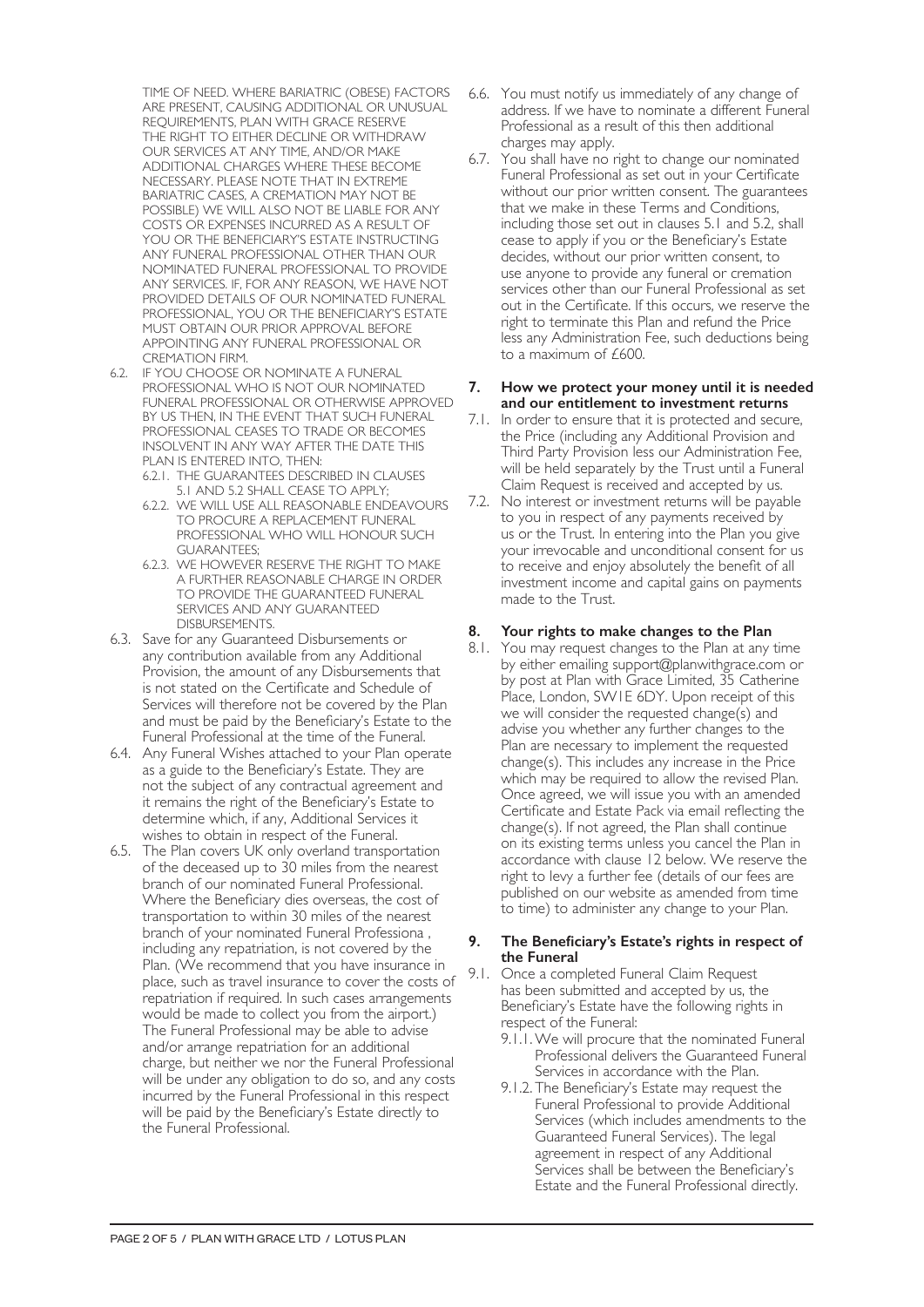TIME OF NEED. WHERE BARIATRIC (OBESE) FACTORS ARE PRESENT, CAUSING ADDITIONAL OR UNUSUAL REQUIREMENTS, PLAN WITH GRACE RESERVE THE RIGHT TO EITHER DECLINE OR WITHDRAW OUR SERVICES AT ANY TIME, AND/OR MAKE ADDITIONAL CHARGES WHERE THESE BECOME NECESSARY. PLEASE NOTE THAT IN EXTREME BARIATRIC CASES, A CREMATION MAY NOT BE POSSIBLE) WE WILL ALSO NOT BE LIABLE FOR ANY COSTS OR EXPENSES INCURRED AS A RESULT OF YOU OR THE BENEFICIARY'S ESTATE INSTRUCTING ANY FUNERAL PROFESSIONAL OTHER THAN OUR NOMINATED FUNERAL PROFESSIONAL TO PROVIDE ANY SERVICES. IF, FOR ANY REASON, WE HAVE NOT PROVIDED DETAILS OF OUR NOMINATED FUNERAL PROFESSIONAL, YOU OR THE BENEFICIARY'S ESTATE MUST OBTAIN OUR PRIOR APPROVAL BEFORE APPOINTING ANY FUNERAL PROFESSIONAL OR CREMATION FIRM.

6.2. IF YOU CHOOSE OR NOMINATE A FUNERAL PROFESSIONAL WHO IS NOT OUR NOMINATED FUNERAL PROFESSIONAL OR OTHERWISE APPROVED BY US THEN, IN THE EVENT THAT SUCH FUNERAL PROFESSIONAL CEASES TO TRADE OR BECOMES INSOLVENT IN ANY WAY AFTER THE DATE THIS PLAN IS ENTERED INTO, THEN:
   - 6.2.1. THE GUARANTEES DESCRIBED IN CLAUSES 5.1 AND 5.2 SHALL CEASE TO APPLY;
   - 6.2.2. WE WILL USE ALL REASONABLE ENDEAVOURS TO PROCURE A REPLACEMENT FUNERAL PROFESSIONAL WHO WILL HONOUR SUCH GUARANTEES;
   - 6.2.3. WE HOWEVER RESERVE THE RIGHT TO MAKE A FURTHER REASONABLE CHARGE IN ORDER TO PROVIDE THE GUARANTEED FUNERAL SERVICES AND ANY GUARANTEED DISBURSEMENTS.

6.3. Save for any Guaranteed Disbursements or any contribution available from any Additional Provision, the amount of any Disbursements that is not stated on the Certificate and Schedule of Services will therefore not be covered by the Plan and must be paid by the Beneficiary's Estate to the Funeral Professional at the time of the Funeral.

6.4. Any Funeral Wishes attached to your Plan operate as a guide to the Beneficiary's Estate. They are not the subject of any contractual agreement and it remains the right of the Beneficiary's Estate to determine which, if any, Additional Services it wishes to obtain in respect of the Funeral.

6.5. The Plan covers UK only overland transportation of the deceased up to 30 miles from the nearest branch of our nominated Funeral Professional. Where the Beneficiary dies overseas, the cost of transportation to within 30 miles of the nearest branch of your nominated Funeral Professiona , including any repatriation, is not covered by the Plan. (We recommend that you have insurance in place, such as travel insurance to cover the costs of repatriation if required. In such cases arrangements would be made to collect you from the airport.) The Funeral Professional may be able to advise and/or arrange repatriation for an additional charge, but neither we nor the Funeral Professional will be under any obligation to do so, and any costs incurred by the Funeral Professional in this respect will be paid by the Beneficiary's Estate directly to the Funeral Professional.

6.6. You must notify us immediately of any change of address. If we have to nominate a different Funeral Professional as a result of this then additional charges may apply.

6.7. You shall have no right to change our nominated Funeral Professional as set out in your Certificate without our prior written consent. The guarantees that we make in these Terms and Conditions, including those set out in clauses 5.1 and 5.2, shall cease to apply if you or the Beneficiary's Estate decides, without our prior written consent, to use anyone to provide any funeral or cremation services other than our Funeral Professional as set out in the Certificate. If this occurs, we reserve the right to terminate this Plan and refund the Price less any Administration Fee, such deductions being to a maximum of £600.

## 7. How we protect your money until it is needed and our entitlement to investment returns

7.1. In order to ensure that it is protected and secure, the Price (including any Additional Provision and Third Party Provision less our Administration Fee, will be held separately by the Trust until a Funeral Claim Request is received and accepted by us.

7.2. No interest or investment returns will be payable to you in respect of any payments received by us or the Trust. In entering into the Plan you give your irrevocable and unconditional consent for us to receive and enjoy absolutely the benefit of all investment income and capital gains on payments made to the Trust.

## 8. Your rights to make changes to the Plan

8.1. You may request changes to the Plan at any time by either emailing support@planwithgrace.com or by post at Plan with Grace Limited, 35 Catherine Place, London, SW1E 6DY. Upon receipt of this we will consider the requested change(s) and advise you whether any further changes to the Plan are necessary to implement the requested change(s). This includes any increase in the Price which may be required to allow the revised Plan. Once agreed, we will issue you with an amended Certificate and Estate Pack via email reflecting the change(s). If not agreed, the Plan shall continue on its existing terms unless you cancel the Plan in accordance with clause 12 below. We reserve the right to levy a further fee (details of our fees are published on our website as amended from time to time) to administer any change to your Plan.

## 9. The Beneficiary's Estate's rights in respect of the Funeral

9.1. Once a completed Funeral Claim Request has been submitted and accepted by us, the Beneficiary's Estate have the following rights in respect of the Funeral:
   - 9.1.1. We will procure that the nominated Funeral Professional delivers the Guaranteed Funeral Services in accordance with the Plan.
   - 9.1.2. The Beneficiary's Estate may request the Funeral Professional to provide Additional Services (which includes amendments to the Guaranteed Funeral Services). The legal agreement in respect of any Additional Services shall be between the Beneficiary's Estate and the Funeral Professional directly.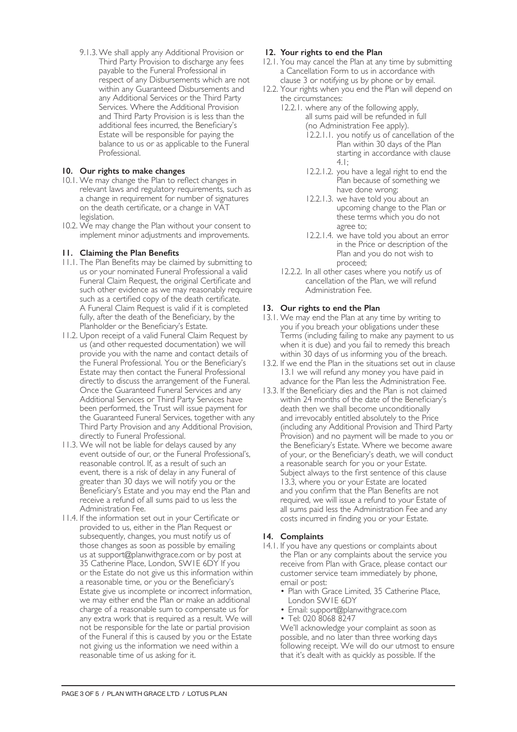9.1.3. We shall apply any Additional Provision or Third Party Provision to discharge any fees payable to the Funeral Professional in respect of any Disbursements which are not within any Guaranteed Disbursements and any Additional Services or the Third Party Services. Where the Additional Provision and Third Party Provision is is less than the additional fees incurred, the Beneficiary's Estate will be responsible for paying the balance to us or as applicable to the Funeral Professional.

## 10. Our rights to make changes

10.1. We may change the Plan to reflect changes in relevant laws and regulatory requirements, such as a change in requirement for number of signatures on the death certificate, or a change in VAT legislation.

10.2. We may change the Plan without your consent to implement minor adjustments and improvements.

## 11. Claiming the Plan Benefits

11.1. The Plan Benefits may be claimed by submitting to us or your nominated Funeral Professional a valid Funeral Claim Request, the original Certificate and such other evidence as we may reasonably require such as a certified copy of the death certificate. A Funeral Claim Request is valid if it is completed fully, after the death of the Beneficiary, by the Planholder or the Beneficiary's Estate.

11.2. Upon receipt of a valid Funeral Claim Request by us (and other requested documentation) we will provide you with the name and contact details of the Funeral Professional. You or the Beneficiary's Estate may then contact the Funeral Professional directly to discuss the arrangement of the Funeral. Once the Guaranteed Funeral Services and any Additional Services or Third Party Services have been performed, the Trust will issue payment for the Guaranteed Funeral Services, together with any Third Party Provision and any Additional Provision, directly to Funeral Professional.

11.3. We will not be liable for delays caused by any event outside of our, or the Funeral Professional's, reasonable control. If, as a result of such an event, there is a risk of delay in any Funeral of greater than 30 days we will notify you or the Beneficiary's Estate and you may end the Plan and receive a refund of all sums paid to us less the Administration Fee.

11.4. If the information set out in your Certificate or provided to us, either in the Plan Request or subsequently, changes, you must notify us of those changes as soon as possible by emailing us at support@planwithgrace.com or by post at 35 Catherine Place, London, SW1E 6DY If you or the Estate do not give us this information within a reasonable time, or you or the Beneficiary's Estate give us incomplete or incorrect information, we may either end the Plan or make an additional charge of a reasonable sum to compensate us for any extra work that is required as a result. We will not be responsible for the late or partial provision of the Funeral if this is caused by you or the Estate not giving us the information we need within a reasonable time of us asking for it.

## 12. Your rights to end the Plan

12.1. You may cancel the Plan at any time by submitting a Cancellation Form to us in accordance with clause 3 or notifying us by phone or by email.

12.2. Your rights when you end the Plan will depend on the circumstances:

- 12.2.1. where any of the following apply, all sums paid will be refunded in full (no Administration Fee apply).
  - 12.2.1.1. you notify us of cancellation of the Plan within 30 days of the Plan starting in accordance with clause 4.1;
  - 12.2.1.2. you have a legal right to end the Plan because of something we have done wrong;
  - 12.2.1.3. we have told you about an upcoming change to the Plan or these terms which you do not agree to;
  - 12.2.1.4. we have told you about an error in the Price or description of the Plan and you do not wish to proceed;
- 12.2.2. In all other cases where you notify us of cancellation of the Plan, we will refund Administration Fee.

## 13. Our rights to end the Plan

13.1. We may end the Plan at any time by writing to you if you breach your obligations under these Terms (including failing to make any payment to us when it is due) and you fail to remedy this breach within 30 days of us informing you of the breach.

13.2. If we end the Plan in the situations set out in clause 13.1 we will refund any money you have paid in advance for the Plan less the Administration Fee.

13.3. If the Beneficiary dies and the Plan is not claimed within 24 months of the date of the Beneficiary's death then we shall become unconditionally and irrevocably entitled absolutely to the Price (including any Additional Provision and Third Party Provision) and no payment will be made to you or the Beneficiary's Estate. Where we become aware of your, or the Beneficiary's death, we will conduct a reasonable search for you or your Estate. Subject always to the first sentence of this clause 13.3, where you or your Estate are located and you confirm that the Plan Benefits are not required, we will issue a refund to your Estate of all sums paid less the Administration Fee and any costs incurred in finding you or your Estate.

## 14. Complaints

14.1. If you have any questions or complaints about the Plan or any complaints about the service you receive from Plan with Grace, please contact our customer service team immediately by phone, email or post:

- Plan with Grace Limited, 35 Catherine Place, London SW1E 6DY
- Email: support@planwithgrace.com
- Tel: 020 8068 8247

We'll acknowledge your complaint as soon as possible, and no later than three working days following receipt. We will do our utmost to ensure that it's dealt with as quickly as possible. If the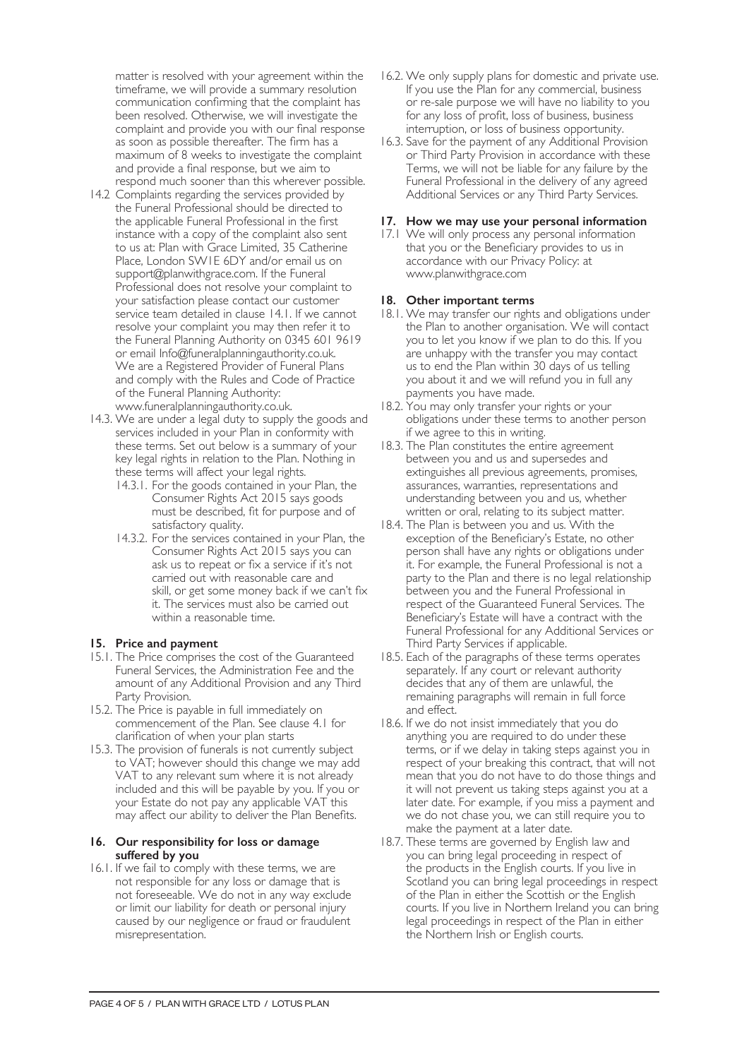matter is resolved with your agreement within the timeframe, we will provide a summary resolution communication confirming that the complaint has been resolved. Otherwise, we will investigate the complaint and provide you with our final response as soon as possible thereafter. The firm has a maximum of 8 weeks to investigate the complaint and provide a final response, but we aim to respond much sooner than this wherever possible.

14.2 Complaints regarding the services provided by the Funeral Professional should be directed to the applicable Funeral Professional in the first instance with a copy of the complaint also sent to us at: Plan with Grace Limited, 35 Catherine Place, London SW1E 6DY and/or email us on support@planwithgrace.com. If the Funeral Professional does not resolve your complaint to your satisfaction please contact our customer service team detailed in clause 14.1. If we cannot resolve your complaint you may then refer it to the Funeral Planning Authority on 0345 601 9619 or email Info@funeralplanningauthority.co.uk. We are a Registered Provider of Funeral Plans and comply with the Rules and Code of Practice of the Funeral Planning Authority: www.funeralplanningauthority.co.uk.

14.3. We are under a legal duty to supply the goods and services included in your Plan in conformity with these terms. Set out below is a summary of your key legal rights in relation to the Plan. Nothing in these terms will affect your legal rights.

14.3.1. For the goods contained in your Plan, the Consumer Rights Act 2015 says goods must be described, fit for purpose and of satisfactory quality.

14.3.2. For the services contained in your Plan, the Consumer Rights Act 2015 says you can ask us to repeat or fix a service if it's not carried out with reasonable care and skill, or get some money back if we can't fix it. The services must also be carried out within a reasonable time.

## 15. Price and payment

15.1. The Price comprises the cost of the Guaranteed Funeral Services, the Administration Fee and the amount of any Additional Provision and any Third Party Provision.

15.2. The Price is payable in full immediately on commencement of the Plan. See clause 4.1 for clarification of when your plan starts

15.3. The provision of funerals is not currently subject to VAT; however should this change we may add VAT to any relevant sum where it is not already included and this will be payable by you. If you or your Estate do not pay any applicable VAT this may affect our ability to deliver the Plan Benefits.

## 16. Our responsibility for loss or damage suffered by you

16.1. If we fail to comply with these terms, we are not responsible for any loss or damage that is not foreseeable. We do not in any way exclude or limit our liability for death or personal injury caused by our negligence or fraud or fraudulent misrepresentation.

16.2. We only supply plans for domestic and private use. If you use the Plan for any commercial, business or re-sale purpose we will have no liability to you for any loss of profit, loss of business, business interruption, or loss of business opportunity.

16.3. Save for the payment of any Additional Provision or Third Party Provision in accordance with these Terms, we will not be liable for any failure by the Funeral Professional in the delivery of any agreed Additional Services or any Third Party Services.

## 17. How we may use your personal information

17.1 We will only process any personal information that you or the Beneficiary provides to us in accordance with our Privacy Policy: at www.planwithgrace.com

## 18. Other important terms

18.1. We may transfer our rights and obligations under the Plan to another organisation. We will contact you to let you know if we plan to do this. If you are unhappy with the transfer you may contact us to end the Plan within 30 days of us telling you about it and we will refund you in full any payments you have made.

18.2. You may only transfer your rights or your obligations under these terms to another person if we agree to this in writing.

18.3. The Plan constitutes the entire agreement between you and us and supersedes and extinguishes all previous agreements, promises, assurances, warranties, representations and understanding between you and us, whether written or oral, relating to its subject matter.

18.4. The Plan is between you and us. With the exception of the Beneficiary's Estate, no other person shall have any rights or obligations under it. For example, the Funeral Professional is not a party to the Plan and there is no legal relationship between you and the Funeral Professional in respect of the Guaranteed Funeral Services. The Beneficiary's Estate will have a contract with the Funeral Professional for any Additional Services or Third Party Services if applicable.

18.5. Each of the paragraphs of these terms operates separately. If any court or relevant authority decides that any of them are unlawful, the remaining paragraphs will remain in full force and effect.

18.6. If we do not insist immediately that you do anything you are required to do under these terms, or if we delay in taking steps against you in respect of your breaking this contract, that will not mean that you do not have to do those things and it will not prevent us taking steps against you at a later date. For example, if you miss a payment and we do not chase you, we can still require you to make the payment at a later date.

18.7. These terms are governed by English law and you can bring legal proceeding in respect of the products in the English courts. If you live in Scotland you can bring legal proceedings in respect of the Plan in either the Scottish or the English courts. If you live in Northern Ireland you can bring legal proceedings in respect of the Plan in either the Northern Irish or English courts.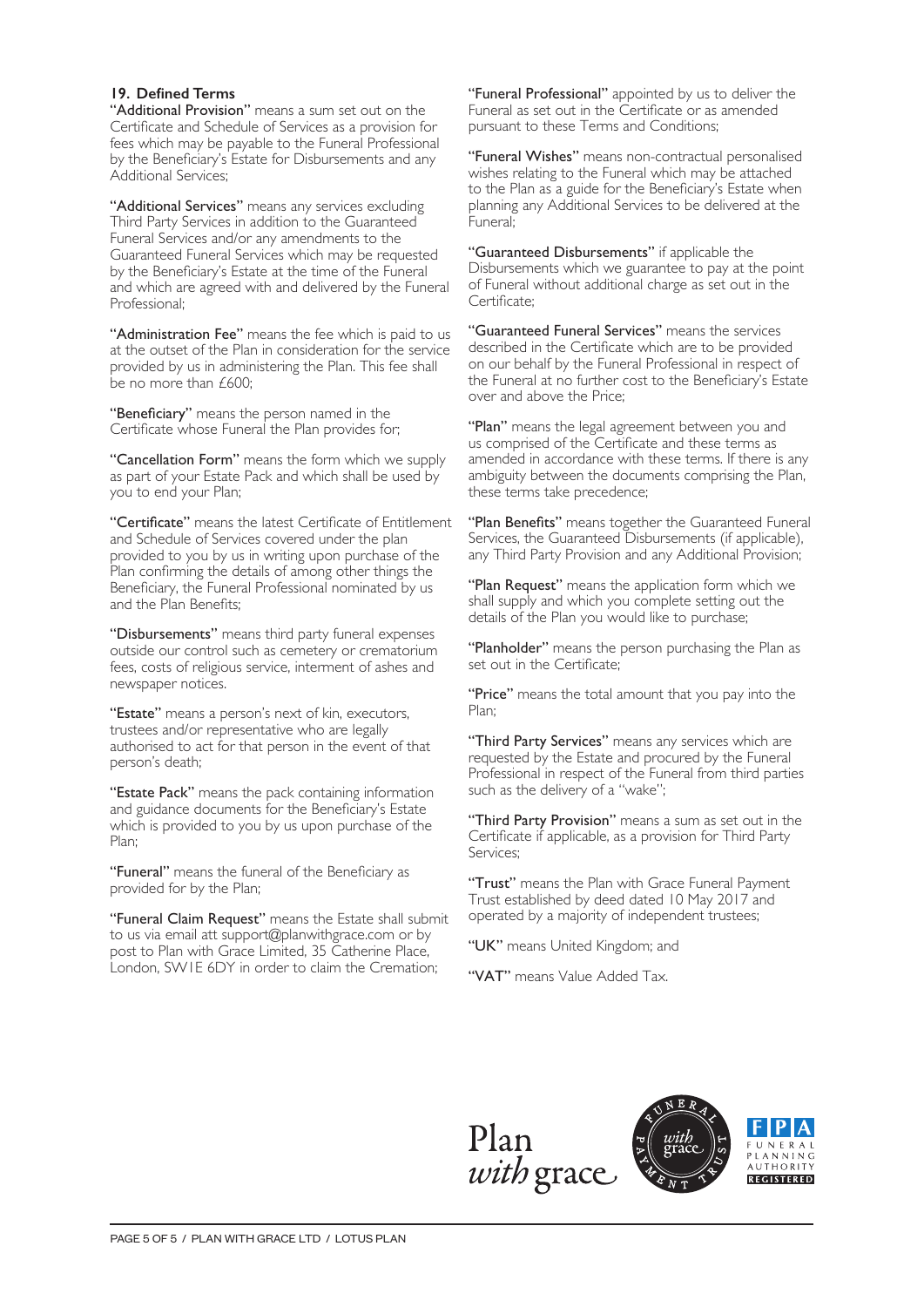## 19. Defined Terms

"**Additional Provision**" means a sum set out on the Certificate and Schedule of Services as a provision for fees which may be payable to the Funeral Professional by the Beneficiary's Estate for Disbursements and any Additional Services;

"**Additional Services**" means any services excluding Third Party Services in addition to the Guaranteed Funeral Services and/or any amendments to the Guaranteed Funeral Services which may be requested by the Beneficiary's Estate at the time of the Funeral and which are agreed with and delivered by the Funeral Professional;

"**Administration Fee**" means the fee which is paid to us at the outset of the Plan in consideration for the service provided by us in administering the Plan. This fee shall be no more than £600;

"**Beneficiary**" means the person named in the Certificate whose Funeral the Plan provides for;

"**Cancellation Form**" means the form which we supply as part of your Estate Pack and which shall be used by you to end your Plan;

"**Certificate**" means the latest Certificate of Entitlement and Schedule of Services covered under the plan provided to you by us in writing upon purchase of the Plan confirming the details of among other things the Beneficiary, the Funeral Professional nominated by us and the Plan Benefits;

"**Disbursements**" means third party funeral expenses outside our control such as cemetery or crematorium fees, costs of religious service, interment of ashes and newspaper notices.

"**Estate**" means a person's next of kin, executors, trustees and/or representative who are legally authorised to act for that person in the event of that person's death;

"**Estate Pack**" means the pack containing information and guidance documents for the Beneficiary's Estate which is provided to you by us upon purchase of the Plan;

"**Funeral**" means the funeral of the Beneficiary as provided for by the Plan;

"**Funeral Claim Request**" means the Estate shall submit to us via email att support@planwithgrace.com or by post to Plan with Grace Limited, 35 Catherine Place, London, SW1E 6DY in order to claim the Cremation;

"**Funeral Professional**" appointed by us to deliver the Funeral as set out in the Certificate or as amended pursuant to these Terms and Conditions;

"**Funeral Wishes**" means non-contractual personalised wishes relating to the Funeral which may be attached to the Plan as a guide for the Beneficiary's Estate when planning any Additional Services to be delivered at the Funeral;

"**Guaranteed Disbursements**" if applicable the Disbursements which we guarantee to pay at the point of Funeral without additional charge as set out in the Certificate;

"**Guaranteed Funeral Services**" means the services described in the Certificate which are to be provided on our behalf by the Funeral Professional in respect of the Funeral at no further cost to the Beneficiary's Estate over and above the Price;

"**Plan**" means the legal agreement between you and us comprised of the Certificate and these terms as amended in accordance with these terms. If there is any ambiguity between the documents comprising the Plan, these terms take precedence;

"**Plan Benefits**" means together the Guaranteed Funeral Services, the Guaranteed Disbursements (if applicable), any Third Party Provision and any Additional Provision;

"**Plan Request**" means the application form which we shall supply and which you complete setting out the details of the Plan you would like to purchase;

"**Planholder**" means the person purchasing the Plan as set out in the Certificate;

"**Price**" means the total amount that you pay into the Plan;

"**Third Party Services**" means any services which are requested by the Estate and procured by the Funeral Professional in respect of the Funeral from third parties such as the delivery of a "wake";

"**Third Party Provision**" means a sum as set out in the Certificate if applicable, as a provision for Third Party Services;

"**Trust**" means the Plan with Grace Funeral Payment Trust established by deed dated 10 May 2017 and operated by a majority of independent trustees;

"**UK**" means United Kingdom; and

"**VAT**" means Value Added Tax.